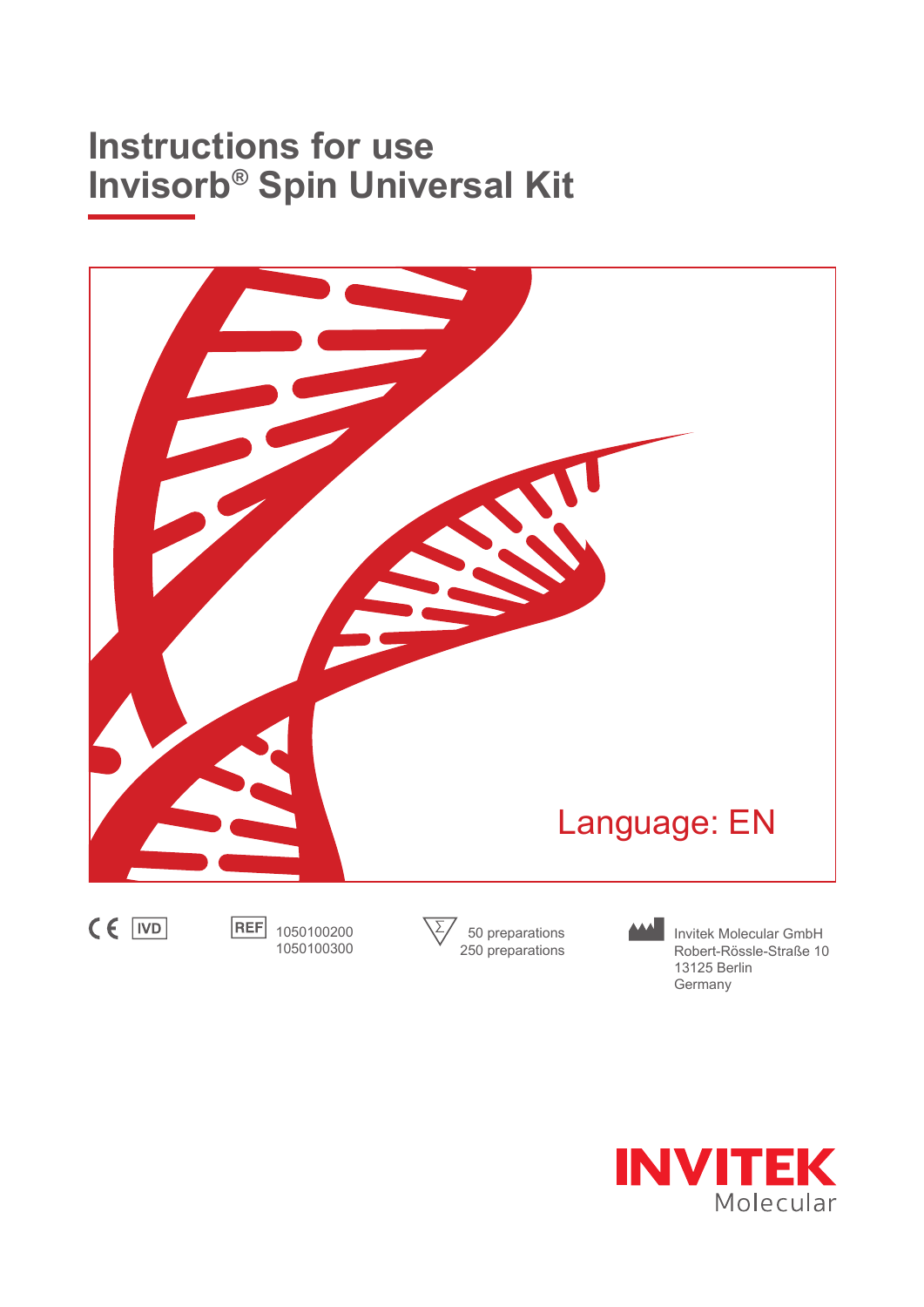# Instructions for use
# Invisorb® Spin Universal Kit

Language: EN

CE IVD

REF 1050100200
1050100300

50 preparations
250 preparations

Invitek Molecular GmbH
Robert-Rössle-Straße 10
13125 Berlin
Germany

INVITEK Molecular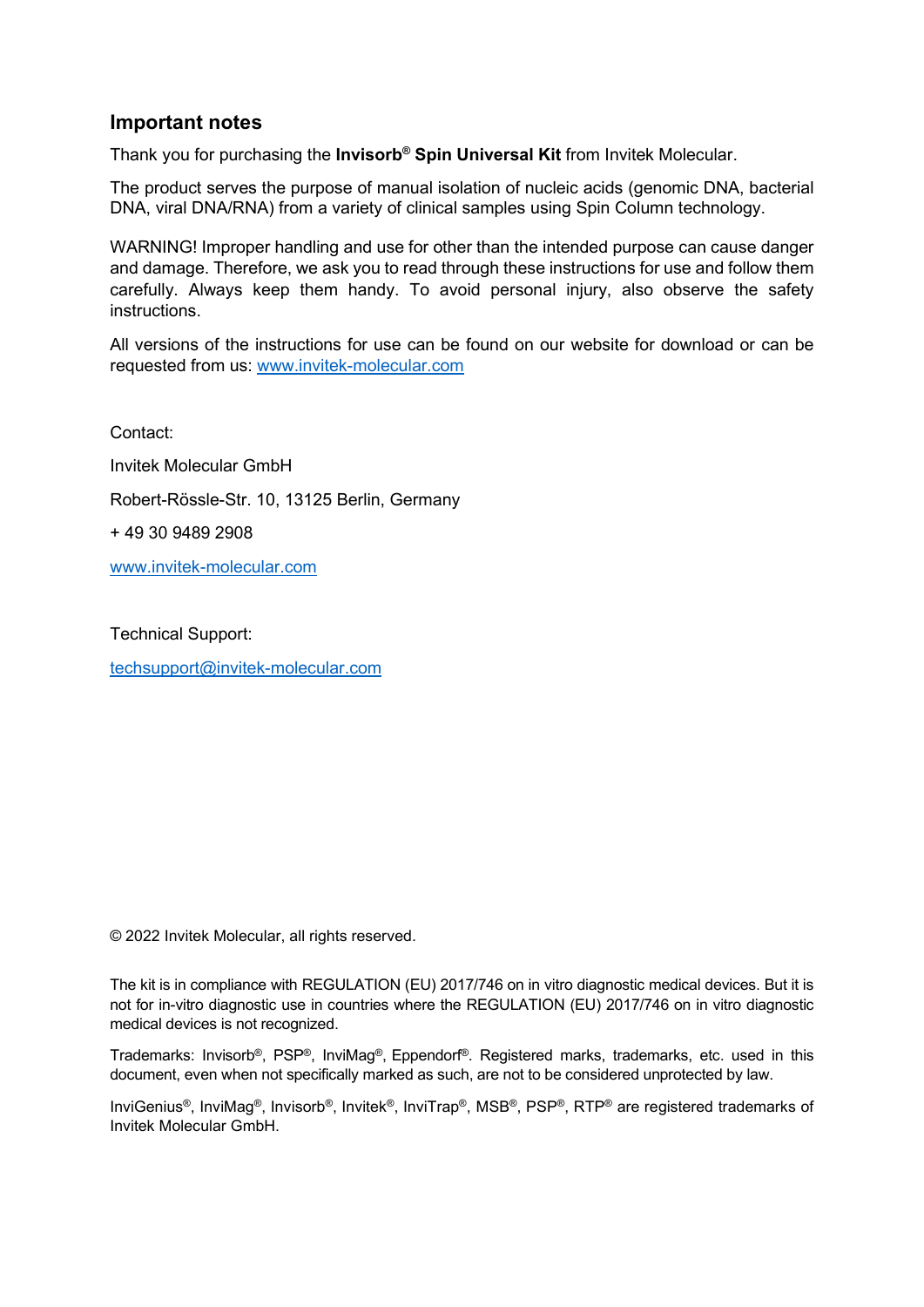## Important notes

Thank you for purchasing the **Invisorb® Spin Universal Kit** from Invitek Molecular.

The product serves the purpose of manual isolation of nucleic acids (genomic DNA, bacterial DNA, viral DNA/RNA) from a variety of clinical samples using Spin Column technology.

WARNING! Improper handling and use for other than the intended purpose can cause danger and damage. Therefore, we ask you to read through these instructions for use and follow them carefully. Always keep them handy. To avoid personal injury, also observe the safety instructions.

All versions of the instructions for use can be found on our website for download or can be requested from us: www.invitek-molecular.com

Contact:

Invitek Molecular GmbH

Robert-Rössle-Str. 10, 13125 Berlin, Germany

+ 49 30 9489 2908

www.invitek-molecular.com

Technical Support:

techsupport@invitek-molecular.com

© 2022 Invitek Molecular, all rights reserved.

The kit is in compliance with REGULATION (EU) 2017/746 on in vitro diagnostic medical devices. But it is not for in-vitro diagnostic use in countries where the REGULATION (EU) 2017/746 on in vitro diagnostic medical devices is not recognized.

Trademarks: Invisorb®, PSP®, InviMag®, Eppendorf®. Registered marks, trademarks, etc. used in this document, even when not specifically marked as such, are not to be considered unprotected by law.

InviGenius®, InviMag®, Invisorb®, Invitek®, InviTrap®, MSB®, PSP®, RTP® are registered trademarks of Invitek Molecular GmbH.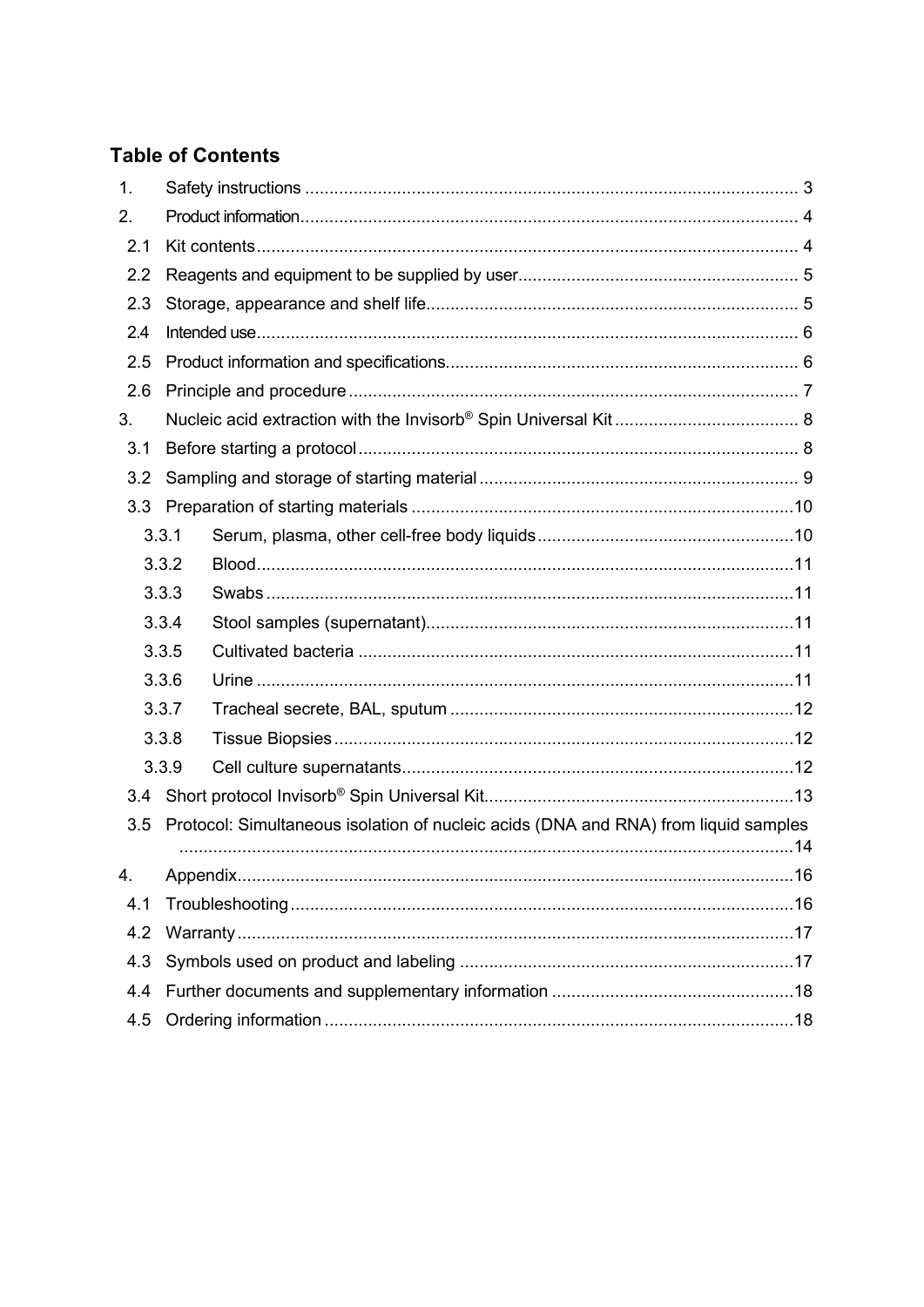## Table of Contents

1. Safety instructions ..... 3
2. Product information ..... 4
   - 2.1 Kit contents ..... 4
   - 2.2 Reagents and equipment to be supplied by user ..... 5
   - 2.3 Storage, appearance and shelf life ..... 5
   - 2.4 Intended use ..... 6
   - 2.5 Product information and specifications. ..... 6
   - 2.6 Principle and procedure ..... 7
3. Nucleic acid extraction with the Invisorb® Spin Universal Kit ..... 8
   - 3.1 Before starting a protocol ..... 8
   - 3.2 Sampling and storage of starting material ..... 9
   - 3.3 Preparation of starting materials ..... 10
     - 3.3.1 Serum, plasma, other cell-free body liquids ..... 10
     - 3.3.2 Blood ..... 11
     - 3.3.3 Swabs ..... 11
     - 3.3.4 Stool samples (supernatant) ..... 11
     - 3.3.5 Cultivated bacteria ..... 11
     - 3.3.6 Urine ..... 11
     - 3.3.7 Tracheal secrete, BAL, sputum ..... 12
     - 3.3.8 Tissue Biopsies ..... 12
     - 3.3.9 Cell culture supernatants ..... 12
   - 3.4 Short protocol Invisorb® Spin Universal Kit ..... 13
   - 3.5 Protocol: Simultaneous isolation of nucleic acids (DNA and RNA) from liquid samples ..... 14
4. Appendix ..... 16
   - 4.1 Troubleshooting ..... 16
   - 4.2 Warranty ..... 17
   - 4.3 Symbols used on product and labeling ..... 17
   - 4.4 Further documents and supplementary information ..... 18
   - 4.5 Ordering information ..... 18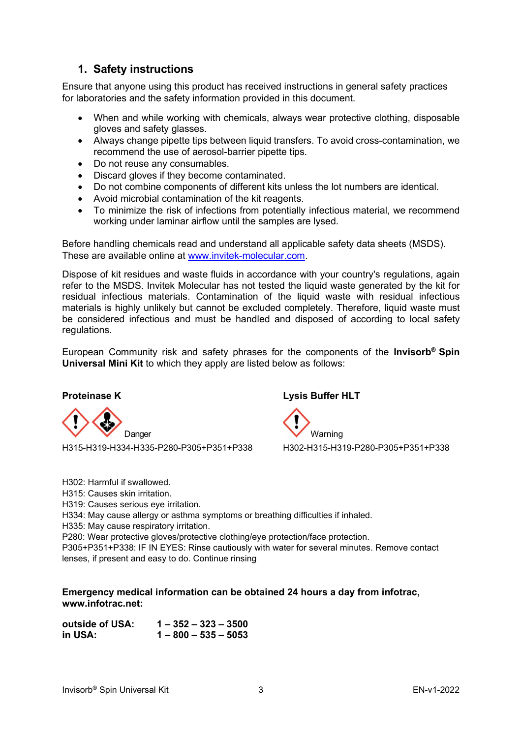## 1. Safety instructions

Ensure that anyone using this product has received instructions in general safety practices for laboratories and the safety information provided in this document.

- When and while working with chemicals, always wear protective clothing, disposable gloves and safety glasses.
- Always change pipette tips between liquid transfers. To avoid cross-contamination, we recommend the use of aerosol-barrier pipette tips.
- Do not reuse any consumables.
- Discard gloves if they become contaminated.
- Do not combine components of different kits unless the lot numbers are identical.
- Avoid microbial contamination of the kit reagents.
- To minimize the risk of infections from potentially infectious material, we recommend working under laminar airflow until the samples are lysed.

Before handling chemicals read and understand all applicable safety data sheets (MSDS). These are available online at www.invitek-molecular.com.

Dispose of kit residues and waste fluids in accordance with your country's regulations, again refer to the MSDS. Invitek Molecular has not tested the liquid waste generated by the kit for residual infectious materials. Contamination of the liquid waste with residual infectious materials is highly unlikely but cannot be excluded completely. Therefore, liquid waste must be considered infectious and must be handled and disposed of according to local safety regulations.

European Community risk and safety phrases for the components of the **Invisorb® Spin Universal Mini Kit** to which they apply are listed below as follows:

**Proteinase K**

Danger

H315-H319-H334-H335-P280-P305+P351+P338

**Lysis Buffer HLT**

Warning

H302-H315-H319-P280-P305+P351+P338

H302: Harmful if swallowed.
H315: Causes skin irritation.
H319: Causes serious eye irritation.
H334: May cause allergy or asthma symptoms or breathing difficulties if inhaled.
H335: May cause respiratory irritation.
P280: Wear protective gloves/protective clothing/eye protection/face protection.
P305+P351+P338: IF IN EYES: Rinse cautiously with water for several minutes. Remove contact lenses, if present and easy to do. Continue rinsing

**Emergency medical information can be obtained 24 hours a day from infotrac, www.infotrac.net:**

**outside of USA:** **1 – 352 – 323 – 3500**
**in USA:** **1 – 800 – 535 – 5053**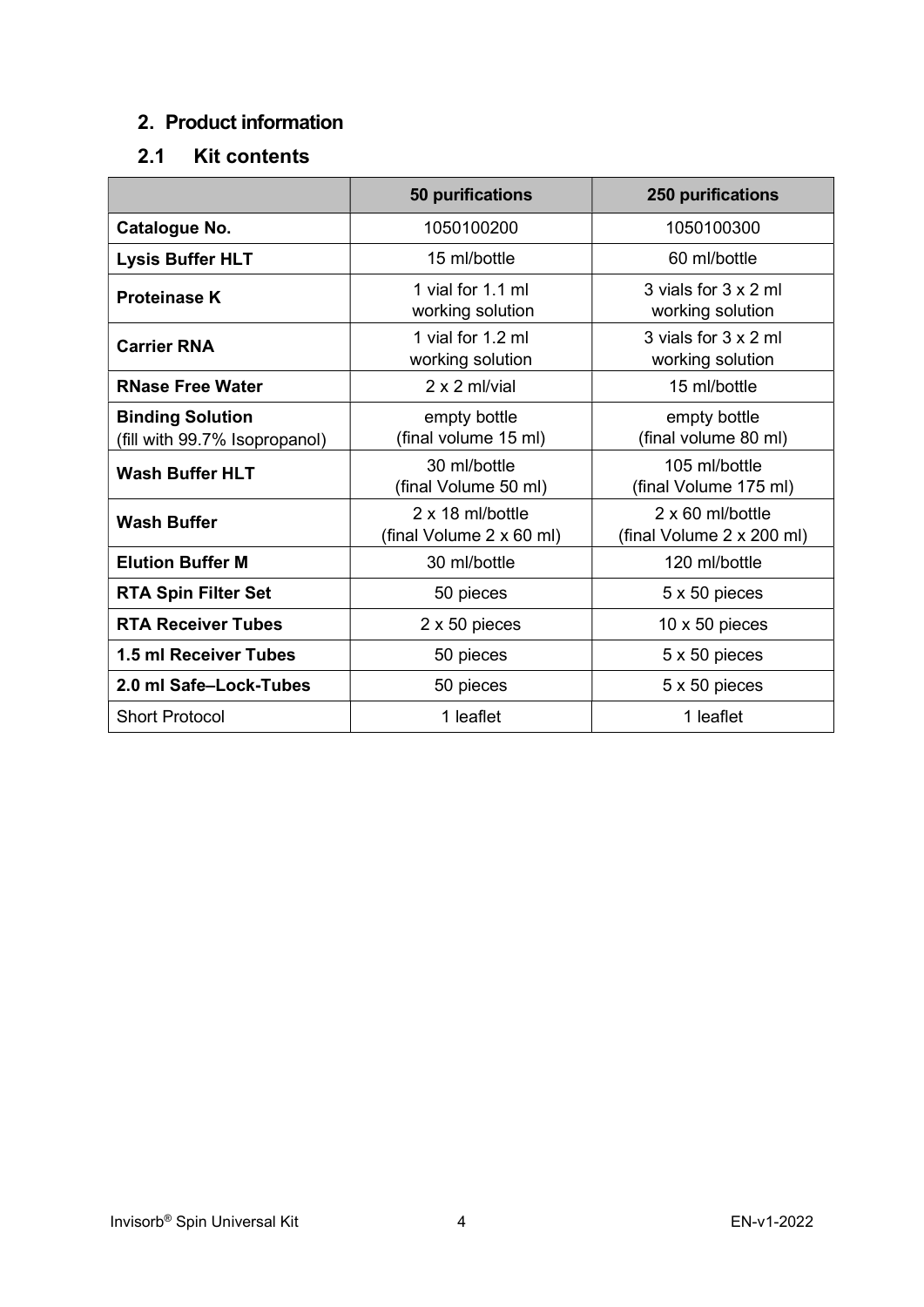## 2. Product information

### 2.1 Kit contents

| | 50 purifications | 250 purifications |
|---|---|---|
| **Catalogue No.** | 1050100200 | 1050100300 |
| **Lysis Buffer HLT** | 15 ml/bottle | 60 ml/bottle |
| **Proteinase K** | 1 vial for 1.1 ml working solution | 3 vials for 3 x 2 ml working solution |
| **Carrier RNA** | 1 vial for 1.2 ml working solution | 3 vials for 3 x 2 ml working solution |
| **RNase Free Water** | 2 x 2 ml/vial | 15 ml/bottle |
| **Binding Solution** (fill with 99.7% Isopropanol) | empty bottle (final volume 15 ml) | empty bottle (final volume 80 ml) |
| **Wash Buffer HLT** | 30 ml/bottle (final Volume 50 ml) | 105 ml/bottle (final Volume 175 ml) |
| **Wash Buffer** | 2 x 18 ml/bottle (final Volume 2 x 60 ml) | 2 x 60 ml/bottle (final Volume 2 x 200 ml) |
| **Elution Buffer M** | 30 ml/bottle | 120 ml/bottle |
| **RTA Spin Filter Set** | 50 pieces | 5 x 50 pieces |
| **RTA Receiver Tubes** | 2 x 50 pieces | 10 x 50 pieces |
| **1.5 ml Receiver Tubes** | 50 pieces | 5 x 50 pieces |
| **2.0 ml Safe–Lock-Tubes** | 50 pieces | 5 x 50 pieces |
| Short Protocol | 1 leaflet | 1 leaflet |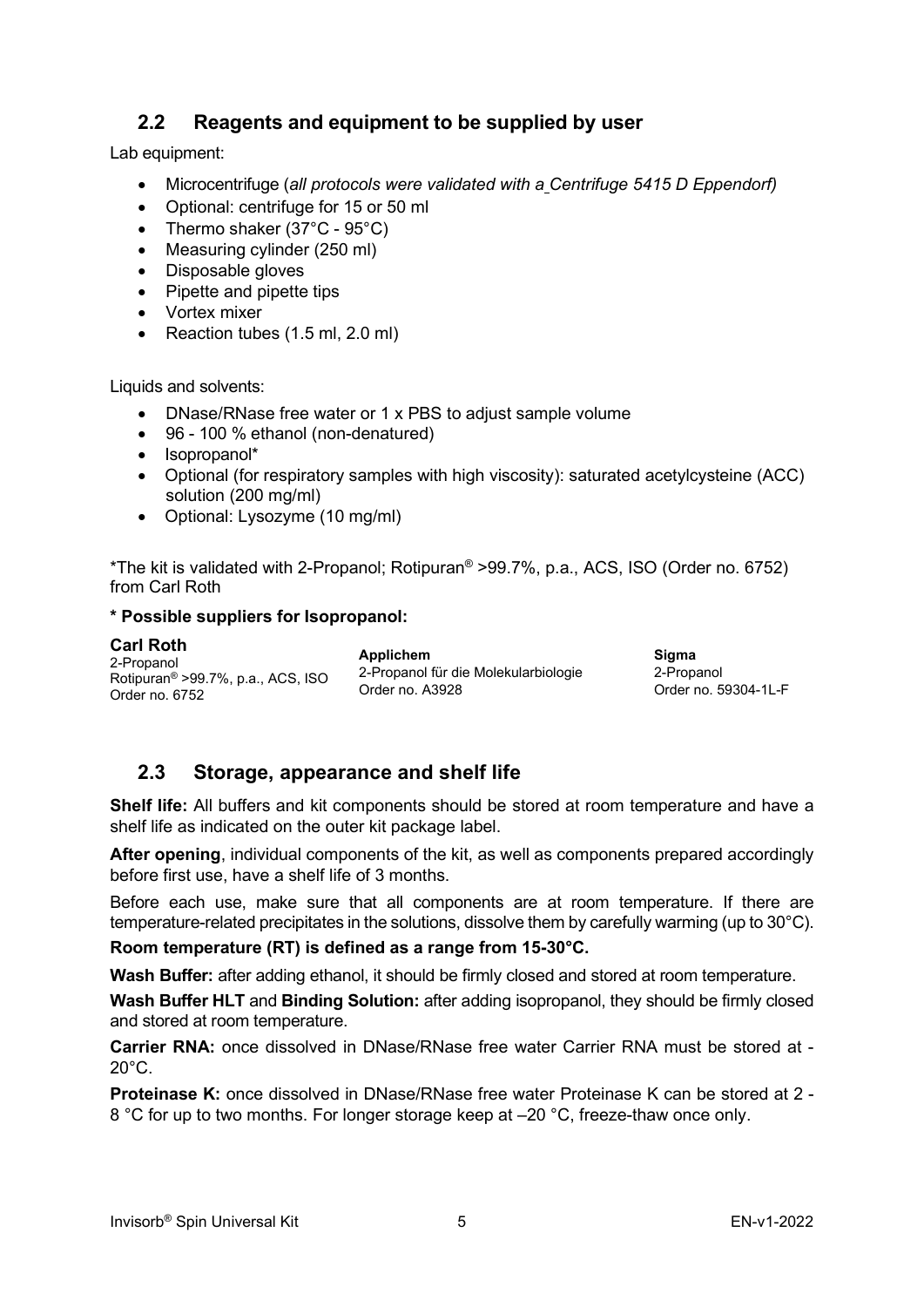## 2.2 Reagents and equipment to be supplied by user

Lab equipment:

- Microcentrifuge (*all protocols were validated with a Centrifuge 5415 D Eppendorf)*
- Optional: centrifuge for 15 or 50 ml
- Thermo shaker (37°C - 95°C)
- Measuring cylinder (250 ml)
- Disposable gloves
- Pipette and pipette tips
- Vortex mixer
- Reaction tubes (1.5 ml, 2.0 ml)

Liquids and solvents:

- DNase/RNase free water or 1 x PBS to adjust sample volume
- 96 - 100 % ethanol (non-denatured)
- Isopropanol*
- Optional (for respiratory samples with high viscosity): saturated acetylcysteine (ACC) solution (200 mg/ml)
- Optional: Lysozyme (10 mg/ml)

*The kit is validated with 2-Propanol; Rotipuran® >99.7%, p.a., ACS, ISO (Order no. 6752) from Carl Roth

**\* Possible suppliers for Isopropanol:**

| **Carl Roth** | **Applichem** | **Sigma** |
|---|---|---|
| 2-Propanol<br>Rotipuran® >99.7%, p.a., ACS, ISO<br>Order no. 6752 | 2-Propanol für die Molekularbiologie<br>Order no. A3928 | 2-Propanol<br>Order no. 59304-1L-F |

## 2.3 Storage, appearance and shelf life

**Shelf life:** All buffers and kit components should be stored at room temperature and have a shelf life as indicated on the outer kit package label.

**After opening**, individual components of the kit, as well as components prepared accordingly before first use, have a shelf life of 3 months.

Before each use, make sure that all components are at room temperature. If there are temperature-related precipitates in the solutions, dissolve them by carefully warming (up to 30°C).

**Room temperature (RT) is defined as a range from 15-30°C.**

**Wash Buffer:** after adding ethanol, it should be firmly closed and stored at room temperature.

**Wash Buffer HLT** and **Binding Solution:** after adding isopropanol, they should be firmly closed and stored at room temperature.

**Carrier RNA:** once dissolved in DNase/RNase free water Carrier RNA must be stored at - 20°C.

**Proteinase K:** once dissolved in DNase/RNase free water Proteinase K can be stored at 2 - 8 °C for up to two months. For longer storage keep at –20 °C, freeze-thaw once only.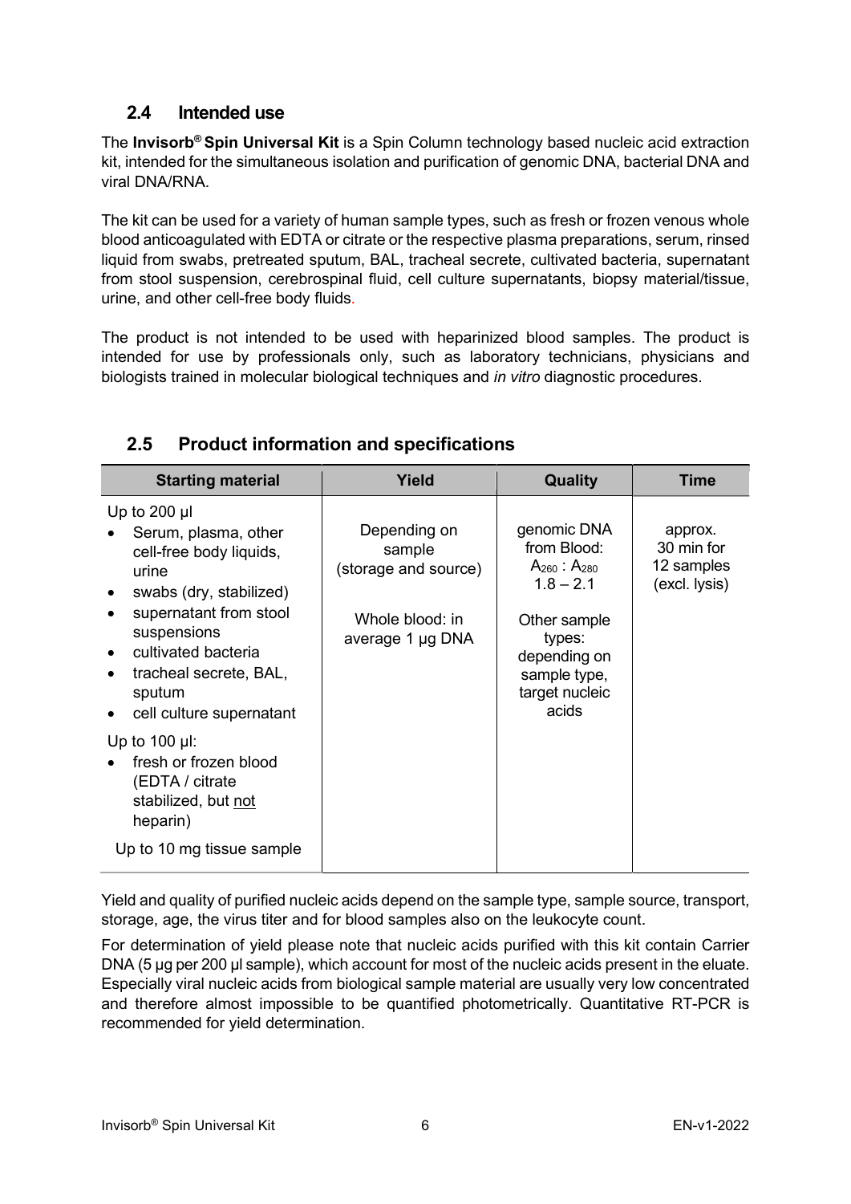## 2.4 Intended use

The **Invisorb® Spin Universal Kit** is a Spin Column technology based nucleic acid extraction kit, intended for the simultaneous isolation and purification of genomic DNA, bacterial DNA and viral DNA/RNA.

The kit can be used for a variety of human sample types, such as fresh or frozen venous whole blood anticoagulated with EDTA or citrate or the respective plasma preparations, serum, rinsed liquid from swabs, pretreated sputum, BAL, tracheal secrete, cultivated bacteria, supernatant from stool suspension, cerebrospinal fluid, cell culture supernatants, biopsy material/tissue, urine, and other cell-free body fluids.

The product is not intended to be used with heparinized blood samples. The product is intended for use by professionals only, such as laboratory technicians, physicians and biologists trained in molecular biological techniques and *in vitro* diagnostic procedures.

## 2.5 Product information and specifications

| Starting material | Yield | Quality | Time |
|---|---|---|---|
| Up to 200 µl<br>• Serum, plasma, other cell-free body liquids, urine<br>• swabs (dry, stabilized)<br>• supernatant from stool suspensions<br>• cultivated bacteria<br>• tracheal secrete, BAL, sputum<br>• cell culture supernatant<br>Up to 100 µl:<br>• fresh or frozen blood (EDTA / citrate stabilized, but not heparin)<br>Up to 10 mg tissue sample | Depending on sample (storage and source)<br><br>Whole blood: in average 1 µg DNA | genomic DNA from Blood: $A_{260} : A_{280}$ 1.8 – 2.1<br><br>Other sample types: depending on sample type, target nucleic acids | approx. 30 min for 12 samples (excl. lysis) |

Yield and quality of purified nucleic acids depend on the sample type, sample source, transport, storage, age, the virus titer and for blood samples also on the leukocyte count.

For determination of yield please note that nucleic acids purified with this kit contain Carrier DNA (5 µg per 200 µl sample), which account for most of the nucleic acids present in the eluate. Especially viral nucleic acids from biological sample material are usually very low concentrated and therefore almost impossible to be quantified photometrically. Quantitative RT-PCR is recommended for yield determination.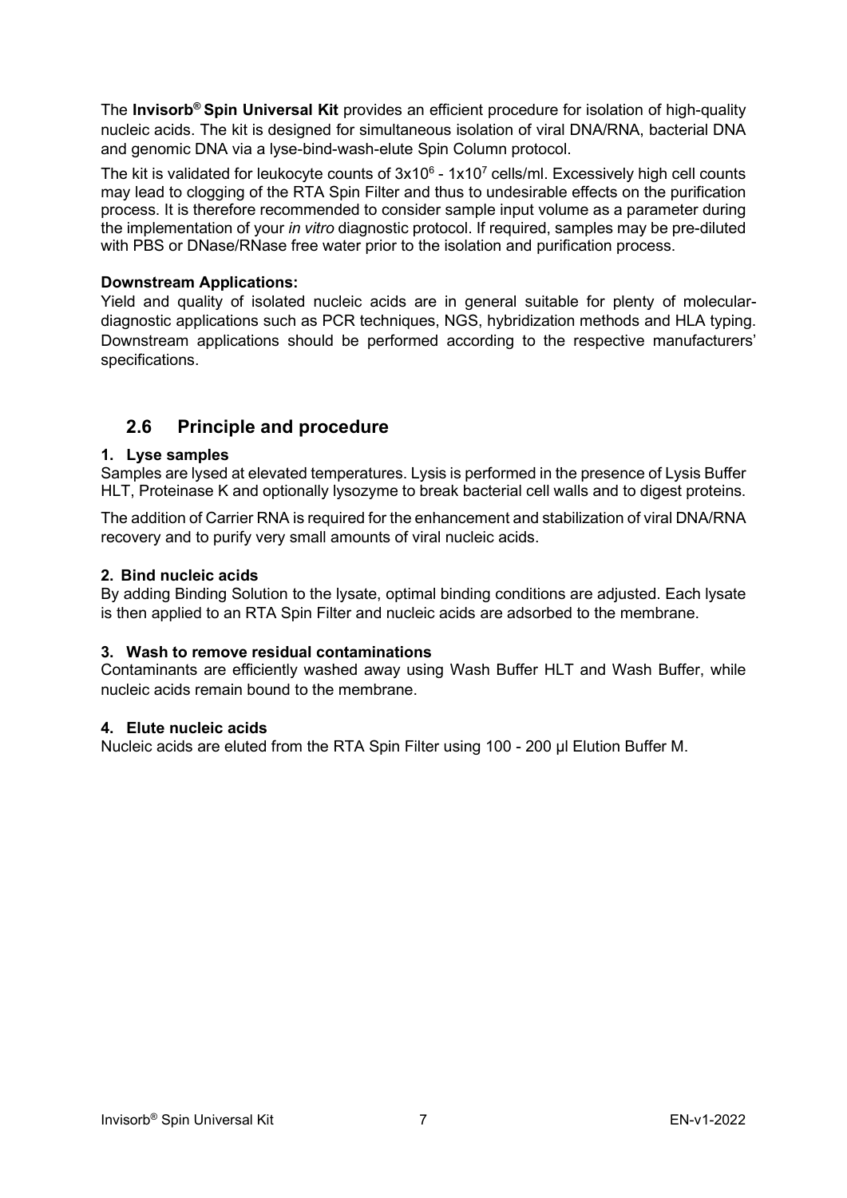The **Invisorb® Spin Universal Kit** provides an efficient procedure for isolation of high-quality nucleic acids. The kit is designed for simultaneous isolation of viral DNA/RNA, bacterial DNA and genomic DNA via a lyse-bind-wash-elute Spin Column protocol.

The kit is validated for leukocyte counts of $3x10^6$ - $1x10^7$ cells/ml. Excessively high cell counts may lead to clogging of the RTA Spin Filter and thus to undesirable effects on the purification process. It is therefore recommended to consider sample input volume as a parameter during the implementation of your *in vitro* diagnostic protocol. If required, samples may be pre-diluted with PBS or DNase/RNase free water prior to the isolation and purification process.

**Downstream Applications:**
Yield and quality of isolated nucleic acids are in general suitable for plenty of molecular-diagnostic applications such as PCR techniques, NGS, hybridization methods and HLA typing. Downstream applications should be performed according to the respective manufacturers' specifications.

## 2.6 Principle and procedure

**1. Lyse samples**
Samples are lysed at elevated temperatures. Lysis is performed in the presence of Lysis Buffer HLT, Proteinase K and optionally lysozyme to break bacterial cell walls and to digest proteins.

The addition of Carrier RNA is required for the enhancement and stabilization of viral DNA/RNA recovery and to purify very small amounts of viral nucleic acids.

**2. Bind nucleic acids**
By adding Binding Solution to the lysate, optimal binding conditions are adjusted. Each lysate is then applied to an RTA Spin Filter and nucleic acids are adsorbed to the membrane.

**3. Wash to remove residual contaminations**
Contaminants are efficiently washed away using Wash Buffer HLT and Wash Buffer, while nucleic acids remain bound to the membrane.

**4. Elute nucleic acids**
Nucleic acids are eluted from the RTA Spin Filter using 100 - 200 µl Elution Buffer M.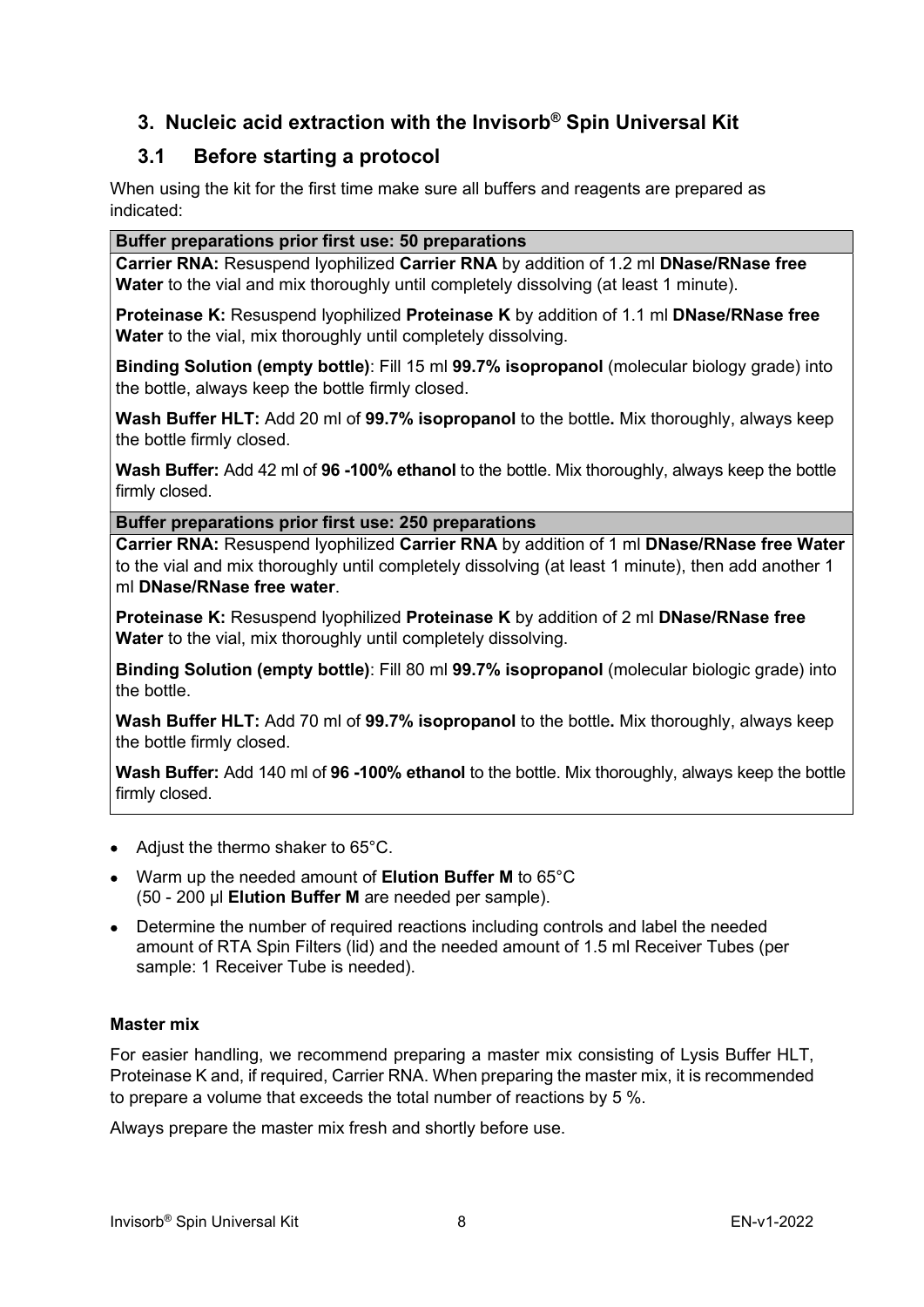## 3. Nucleic acid extraction with the Invisorb® Spin Universal Kit

### 3.1 Before starting a protocol

When using the kit for the first time make sure all buffers and reagents are prepared as indicated:

| Buffer preparations prior first use: 50 preparations |
|---|
| **Carrier RNA:** Resuspend lyophilized **Carrier RNA** by addition of 1.2 ml **DNase/RNase free Water** to the vial and mix thoroughly until completely dissolving (at least 1 minute). |
| **Proteinase K:** Resuspend lyophilized **Proteinase K** by addition of 1.1 ml **DNase/RNase free Water** to the vial, mix thoroughly until completely dissolving. |
| **Binding Solution (empty bottle)**: Fill 15 ml **99.7% isopropanol** (molecular biology grade) into the bottle, always keep the bottle firmly closed. |
| **Wash Buffer HLT:** Add 20 ml of **99.7% isopropanol** to the bottle**.** Mix thoroughly, always keep the bottle firmly closed. |
| **Wash Buffer:** Add 42 ml of **96 -100% ethanol** to the bottle. Mix thoroughly, always keep the bottle firmly closed. |
| **Buffer preparations prior first use: 250 preparations** |
| **Carrier RNA:** Resuspend lyophilized **Carrier RNA** by addition of 1 ml **DNase/RNase free Water** to the vial and mix thoroughly until completely dissolving (at least 1 minute), then add another 1 ml **DNase/RNase free water**. |
| **Proteinase K:** Resuspend lyophilized **Proteinase K** by addition of 2 ml **DNase/RNase free Water** to the vial, mix thoroughly until completely dissolving. |
| **Binding Solution (empty bottle)**: Fill 80 ml **99.7% isopropanol** (molecular biologic grade) into the bottle. |
| **Wash Buffer HLT:** Add 70 ml of **99.7% isopropanol** to the bottle**.** Mix thoroughly, always keep the bottle firmly closed. |
| **Wash Buffer:** Add 140 ml of **96 -100% ethanol** to the bottle. Mix thoroughly, always keep the bottle firmly closed. |

- Adjust the thermo shaker to 65°C.
- Warm up the needed amount of **Elution Buffer M** to 65°C (50 - 200 µl **Elution Buffer M** are needed per sample).
- Determine the number of required reactions including controls and label the needed amount of RTA Spin Filters (lid) and the needed amount of 1.5 ml Receiver Tubes (per sample: 1 Receiver Tube is needed).

**Master mix**

For easier handling, we recommend preparing a master mix consisting of Lysis Buffer HLT, Proteinase K and, if required, Carrier RNA. When preparing the master mix, it is recommended to prepare a volume that exceeds the total number of reactions by 5 %.

Always prepare the master mix fresh and shortly before use.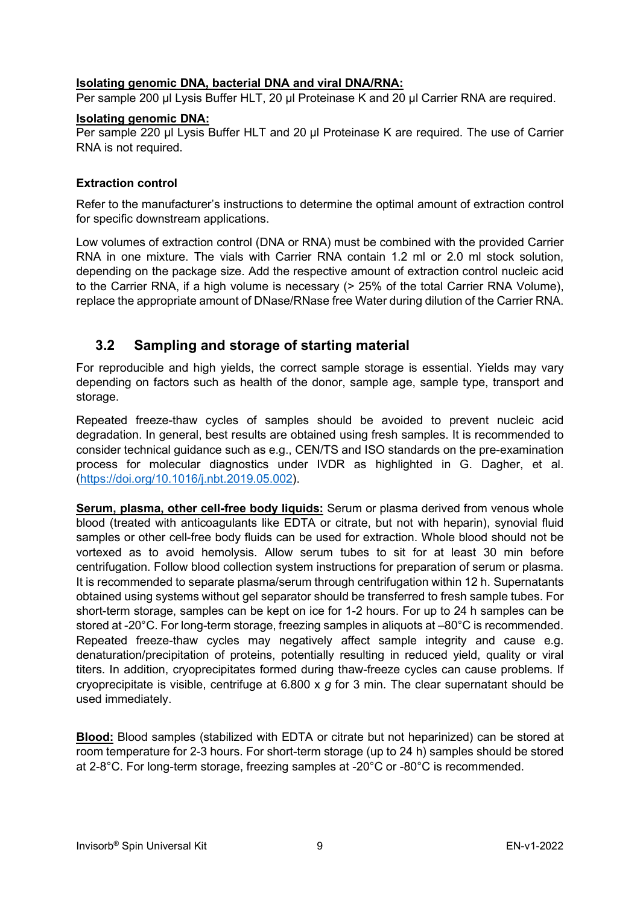**<u>Isolating genomic DNA, bacterial DNA and viral DNA/RNA:</u>**
Per sample 200 µl Lysis Buffer HLT, 20 µl Proteinase K and 20 µl Carrier RNA are required.

**<u>Isolating genomic DNA:</u>**
Per sample 220 µl Lysis Buffer HLT and 20 µl Proteinase K are required. The use of Carrier RNA is not required.

**Extraction control**

Refer to the manufacturer's instructions to determine the optimal amount of extraction control for specific downstream applications.

Low volumes of extraction control (DNA or RNA) must be combined with the provided Carrier RNA in one mixture. The vials with Carrier RNA contain 1.2 ml or 2.0 ml stock solution, depending on the package size. Add the respective amount of extraction control nucleic acid to the Carrier RNA, if a high volume is necessary (> 25% of the total Carrier RNA Volume), replace the appropriate amount of DNase/RNase free Water during dilution of the Carrier RNA.

## 3.2 Sampling and storage of starting material

For reproducible and high yields, the correct sample storage is essential. Yields may vary depending on factors such as health of the donor, sample age, sample type, transport and storage.

Repeated freeze-thaw cycles of samples should be avoided to prevent nucleic acid degradation. In general, best results are obtained using fresh samples. It is recommended to consider technical guidance such as e.g., CEN/TS and ISO standards on the pre-examination process for molecular diagnostics under IVDR as highlighted in G. Dagher, et al. (https://doi.org/10.1016/j.nbt.2019.05.002).

**<u>Serum, plasma, other cell-free body liquids:</u>** Serum or plasma derived from venous whole blood (treated with anticoagulants like EDTA or citrate, but not with heparin), synovial fluid samples or other cell-free body fluids can be used for extraction. Whole blood should not be vortexed as to avoid hemolysis. Allow serum tubes to sit for at least 30 min before centrifugation. Follow blood collection system instructions for preparation of serum or plasma. It is recommended to separate plasma/serum through centrifugation within 12 h. Supernatants obtained using systems without gel separator should be transferred to fresh sample tubes. For short-term storage, samples can be kept on ice for 1-2 hours. For up to 24 h samples can be stored at -20°C. For long-term storage, freezing samples in aliquots at –80°C is recommended. Repeated freeze-thaw cycles may negatively affect sample integrity and cause e.g. denaturation/precipitation of proteins, potentially resulting in reduced yield, quality or viral titers. In addition, cryoprecipitates formed during thaw-freeze cycles can cause problems. If cryoprecipitate is visible, centrifuge at 6.800 x *g* for 3 min. The clear supernatant should be used immediately.

**<u>Blood:</u>** Blood samples (stabilized with EDTA or citrate but not heparinized) can be stored at room temperature for 2-3 hours. For short-term storage (up to 24 h) samples should be stored at 2-8°C. For long-term storage, freezing samples at -20°C or -80°C is recommended.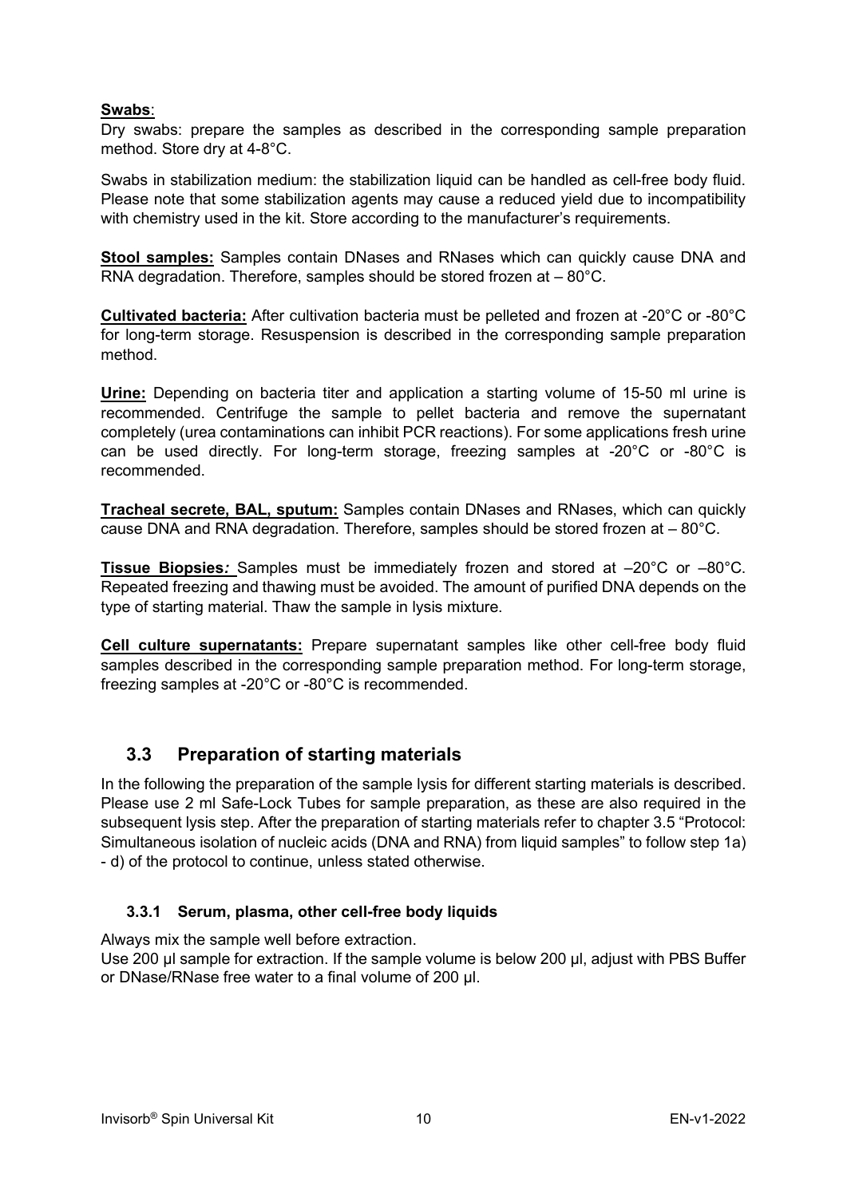**Swabs**:

Dry swabs: prepare the samples as described in the corresponding sample preparation method. Store dry at 4-8°C.

Swabs in stabilization medium: the stabilization liquid can be handled as cell-free body fluid. Please note that some stabilization agents may cause a reduced yield due to incompatibility with chemistry used in the kit. Store according to the manufacturer's requirements.

**Stool samples:** Samples contain DNases and RNases which can quickly cause DNA and RNA degradation. Therefore, samples should be stored frozen at – 80°C.

**Cultivated bacteria:** After cultivation bacteria must be pelleted and frozen at -20°C or -80°C for long-term storage. Resuspension is described in the corresponding sample preparation method.

**Urine:** Depending on bacteria titer and application a starting volume of 15-50 ml urine is recommended. Centrifuge the sample to pellet bacteria and remove the supernatant completely (urea contaminations can inhibit PCR reactions). For some applications fresh urine can be used directly. For long-term storage, freezing samples at -20°C or -80°C is recommended.

**Tracheal secrete, BAL, sputum:** Samples contain DNases and RNases, which can quickly cause DNA and RNA degradation. Therefore, samples should be stored frozen at – 80°C.

**Tissue Biopsies:** Samples must be immediately frozen and stored at –20°C or –80°C. Repeated freezing and thawing must be avoided. The amount of purified DNA depends on the type of starting material. Thaw the sample in lysis mixture.

**Cell culture supernatants:** Prepare supernatant samples like other cell-free body fluid samples described in the corresponding sample preparation method. For long-term storage, freezing samples at -20°C or -80°C is recommended.

## 3.3 Preparation of starting materials

In the following the preparation of the sample lysis for different starting materials is described. Please use 2 ml Safe-Lock Tubes for sample preparation, as these are also required in the subsequent lysis step. After the preparation of starting materials refer to chapter 3.5 "Protocol: Simultaneous isolation of nucleic acids (DNA and RNA) from liquid samples" to follow step 1a) - d) of the protocol to continue, unless stated otherwise.

### 3.3.1 Serum, plasma, other cell-free body liquids

Always mix the sample well before extraction.
Use 200 µl sample for extraction. If the sample volume is below 200 µl, adjust with PBS Buffer or DNase/RNase free water to a final volume of 200 µl.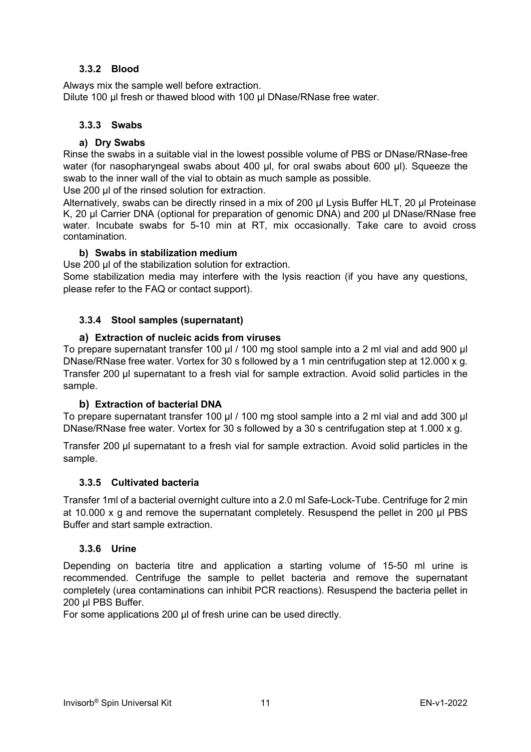### 3.3.2 Blood

Always mix the sample well before extraction.
Dilute 100 µl fresh or thawed blood with 100 µl DNase/RNase free water.

### 3.3.3 Swabs

#### a) Dry Swabs

Rinse the swabs in a suitable vial in the lowest possible volume of PBS or DNase/RNase-free water (for nasopharyngeal swabs about 400 µl, for oral swabs about 600 µl). Squeeze the swab to the inner wall of the vial to obtain as much sample as possible.
Use 200 µl of the rinsed solution for extraction.
Alternatively, swabs can be directly rinsed in a mix of 200 µl Lysis Buffer HLT, 20 µl Proteinase K, 20 µl Carrier DNA (optional for preparation of genomic DNA) and 200 µl DNase/RNase free water. Incubate swabs for 5-10 min at RT, mix occasionally. Take care to avoid cross contamination.

#### b) Swabs in stabilization medium

Use 200 µl of the stabilization solution for extraction.
Some stabilization media may interfere with the lysis reaction (if you have any questions, please refer to the FAQ or contact support).

### 3.3.4 Stool samples (supernatant)

#### a) Extraction of nucleic acids from viruses

To prepare supernatant transfer 100 µl / 100 mg stool sample into a 2 ml vial and add 900 µl DNase/RNase free water. Vortex for 30 s followed by a 1 min centrifugation step at 12.000 x g. Transfer 200 µl supernatant to a fresh vial for sample extraction. Avoid solid particles in the sample.

#### b) Extraction of bacterial DNA

To prepare supernatant transfer 100 µl / 100 mg stool sample into a 2 ml vial and add 300 µl DNase/RNase free water. Vortex for 30 s followed by a 30 s centrifugation step at 1.000 x g.

Transfer 200 µl supernatant to a fresh vial for sample extraction. Avoid solid particles in the sample.

### 3.3.5 Cultivated bacteria

Transfer 1ml of a bacterial overnight culture into a 2.0 ml Safe-Lock-Tube. Centrifuge for 2 min at 10.000 x g and remove the supernatant completely. Resuspend the pellet in 200 µl PBS Buffer and start sample extraction.

### 3.3.6 Urine

Depending on bacteria titre and application a starting volume of 15-50 ml urine is recommended. Centrifuge the sample to pellet bacteria and remove the supernatant completely (urea contaminations can inhibit PCR reactions). Resuspend the bacteria pellet in 200 µl PBS Buffer.
For some applications 200 µl of fresh urine can be used directly.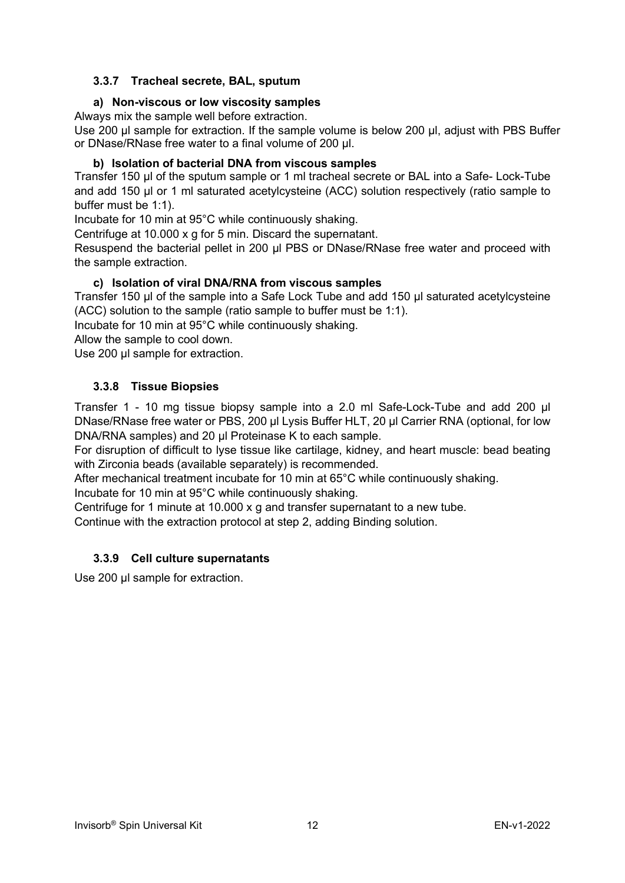### 3.3.7 Tracheal secrete, BAL, sputum

#### a) Non-viscous or low viscosity samples

Always mix the sample well before extraction.

Use 200 µl sample for extraction. If the sample volume is below 200 µl, adjust with PBS Buffer or DNase/RNase free water to a final volume of 200 µl.

#### b) Isolation of bacterial DNA from viscous samples

Transfer 150 µl of the sputum sample or 1 ml tracheal secrete or BAL into a Safe- Lock-Tube and add 150 µl or 1 ml saturated acetylcysteine (ACC) solution respectively (ratio sample to buffer must be 1:1).

Incubate for 10 min at 95°C while continuously shaking.

Centrifuge at 10.000 x g for 5 min. Discard the supernatant.

Resuspend the bacterial pellet in 200 µl PBS or DNase/RNase free water and proceed with the sample extraction.

#### c) Isolation of viral DNA/RNA from viscous samples

Transfer 150 µl of the sample into a Safe Lock Tube and add 150 µl saturated acetylcysteine (ACC) solution to the sample (ratio sample to buffer must be 1:1).

Incubate for 10 min at 95°C while continuously shaking.

Allow the sample to cool down.

Use 200 µl sample for extraction.

### 3.3.8 Tissue Biopsies

Transfer 1 - 10 mg tissue biopsy sample into a 2.0 ml Safe-Lock-Tube and add 200 µl DNase/RNase free water or PBS, 200 µl Lysis Buffer HLT, 20 µl Carrier RNA (optional, for low DNA/RNA samples) and 20 µl Proteinase K to each sample.

For disruption of difficult to lyse tissue like cartilage, kidney, and heart muscle: bead beating with Zirconia beads (available separately) is recommended.

After mechanical treatment incubate for 10 min at 65°C while continuously shaking.

Incubate for 10 min at 95°C while continuously shaking.

Centrifuge for 1 minute at 10.000 x g and transfer supernatant to a new tube.

Continue with the extraction protocol at step 2, adding Binding solution.

### 3.3.9 Cell culture supernatants

Use 200 µl sample for extraction.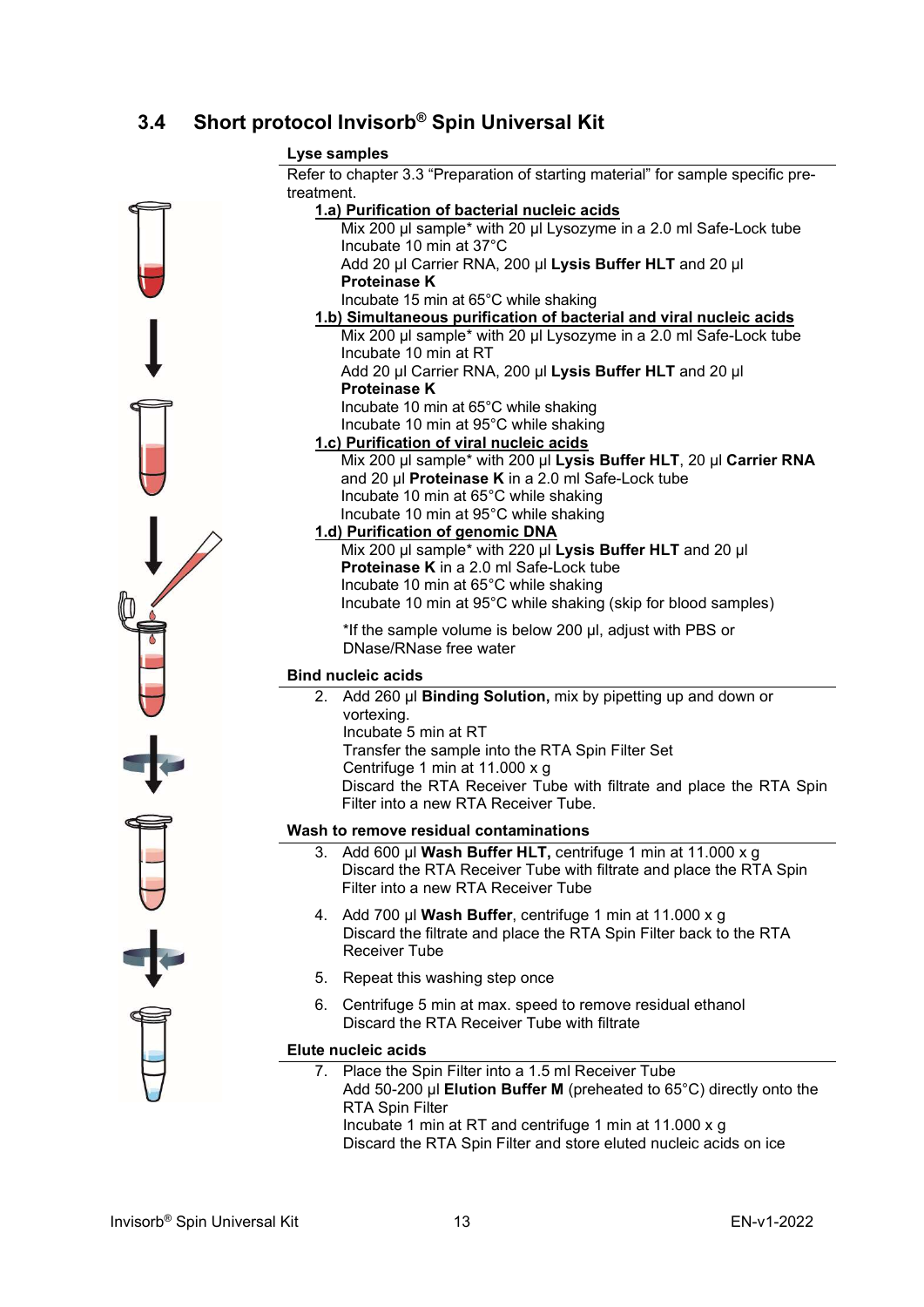## 3.4 Short protocol Invisorb® Spin Universal Kit

**Lyse samples**

Refer to chapter 3.3 "Preparation of starting material" for sample specific pre-treatment.

**1.a) Purification of bacterial nucleic acids**

Mix 200 µl sample* with 20 µl Lysozyme in a 2.0 ml Safe-Lock tube
Incubate 10 min at 37°C
Add 20 µl Carrier RNA, 200 µl **Lysis Buffer HLT** and 20 µl **Proteinase K**
Incubate 15 min at 65°C while shaking

**1.b) Simultaneous purification of bacterial and viral nucleic acids**

Mix 200 µl sample* with 20 µl Lysozyme in a 2.0 ml Safe-Lock tube
Incubate 10 min at RT
Add 20 µl Carrier RNA, 200 µl **Lysis Buffer HLT** and 20 µl **Proteinase K**
Incubate 10 min at 65°C while shaking
Incubate 10 min at 95°C while shaking

**1.c) Purification of viral nucleic acids**

Mix 200 µl sample* with 200 µl **Lysis Buffer HLT**, 20 µl **Carrier RNA** and 20 µl **Proteinase K** in a 2.0 ml Safe-Lock tube
Incubate 10 min at 65°C while shaking
Incubate 10 min at 95°C while shaking

**1.d) Purification of genomic DNA**

Mix 200 µl sample* with 220 µl **Lysis Buffer HLT** and 20 µl **Proteinase K** in a 2.0 ml Safe-Lock tube
Incubate 10 min at 65°C while shaking
Incubate 10 min at 95°C while shaking (skip for blood samples)

*If the sample volume is below 200 µl, adjust with PBS or DNase/RNase free water

**Bind nucleic acids**

2. Add 260 µl **Binding Solution,** mix by pipetting up and down or vortexing.
   Incubate 5 min at RT
   Transfer the sample into the RTA Spin Filter Set
   Centrifuge 1 min at 11.000 x g
   Discard the RTA Receiver Tube with filtrate and place the RTA Spin Filter into a new RTA Receiver Tube.

**Wash to remove residual contaminations**

3. Add 600 µl **Wash Buffer HLT,** centrifuge 1 min at 11.000 x g
   Discard the RTA Receiver Tube with filtrate and place the RTA Spin Filter into a new RTA Receiver Tube
4. Add 700 µl **Wash Buffer**, centrifuge 1 min at 11.000 x g
   Discard the filtrate and place the RTA Spin Filter back to the RTA Receiver Tube
5. Repeat this washing step once
6. Centrifuge 5 min at max. speed to remove residual ethanol
   Discard the RTA Receiver Tube with filtrate

**Elute nucleic acids**

7. Place the Spin Filter into a 1.5 ml Receiver Tube
   Add 50-200 µl **Elution Buffer M** (preheated to 65°C) directly onto the RTA Spin Filter
   Incubate 1 min at RT and centrifuge 1 min at 11.000 x g
   Discard the RTA Spin Filter and store eluted nucleic acids on ice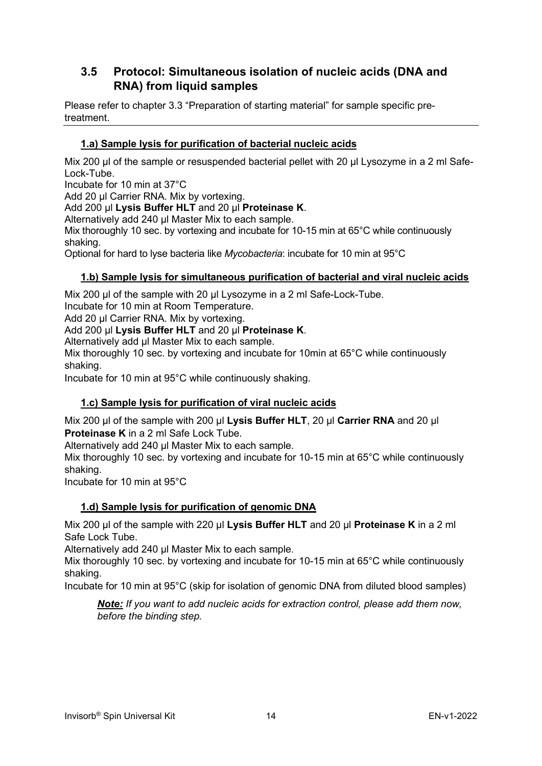## 3.5 Protocol: Simultaneous isolation of nucleic acids (DNA and RNA) from liquid samples

Please refer to chapter 3.3 "Preparation of starting material" for sample specific pre-treatment.

---

### 1.a) Sample lysis for purification of bacterial nucleic acids

Mix 200 µl of the sample or resuspended bacterial pellet with 20 µl Lysozyme in a 2 ml Safe-Lock-Tube.
Incubate for 10 min at 37°C
Add 20 µl Carrier RNA. Mix by vortexing.
Add 200 µl **Lysis Buffer HLT** and 20 µl **Proteinase K**.
Alternatively add 240 µl Master Mix to each sample.
Mix thoroughly 10 sec. by vortexing and incubate for 10-15 min at 65°C while continuously shaking.
Optional for hard to lyse bacteria like *Mycobacteria*: incubate for 10 min at 95°C

### 1.b) Sample lysis for simultaneous purification of bacterial and viral nucleic acids

Mix 200 µl of the sample with 20 µl Lysozyme in a 2 ml Safe-Lock-Tube.
Incubate for 10 min at Room Temperature.
Add 20 µl Carrier RNA. Mix by vortexing.
Add 200 µl **Lysis Buffer HLT** and 20 µl **Proteinase K**.
Alternatively add µl Master Mix to each sample.
Mix thoroughly 10 sec. by vortexing and incubate for 10min at 65°C while continuously shaking.
Incubate for 10 min at 95°C while continuously shaking.

### 1.c) Sample lysis for purification of viral nucleic acids

Mix 200 µl of the sample with 200 µl **Lysis Buffer HLT**, 20 µl **Carrier RNA** and 20 µl **Proteinase K** in a 2 ml Safe Lock Tube.
Alternatively add 240 µl Master Mix to each sample.
Mix thoroughly 10 sec. by vortexing and incubate for 10-15 min at 65°C while continuously shaking.
Incubate for 10 min at 95°C

### 1.d) Sample lysis for purification of genomic DNA

Mix 200 µl of the sample with 220 µl **Lysis Buffer HLT** and 20 µl **Proteinase K** in a 2 ml Safe Lock Tube.
Alternatively add 240 µl Master Mix to each sample.
Mix thoroughly 10 sec. by vortexing and incubate for 10-15 min at 65°C while continuously shaking.
Incubate for 10 min at 95°C (skip for isolation of genomic DNA from diluted blood samples)

> ***Note:*** *If you want to add nucleic acids for extraction control, please add them now, before the binding step.*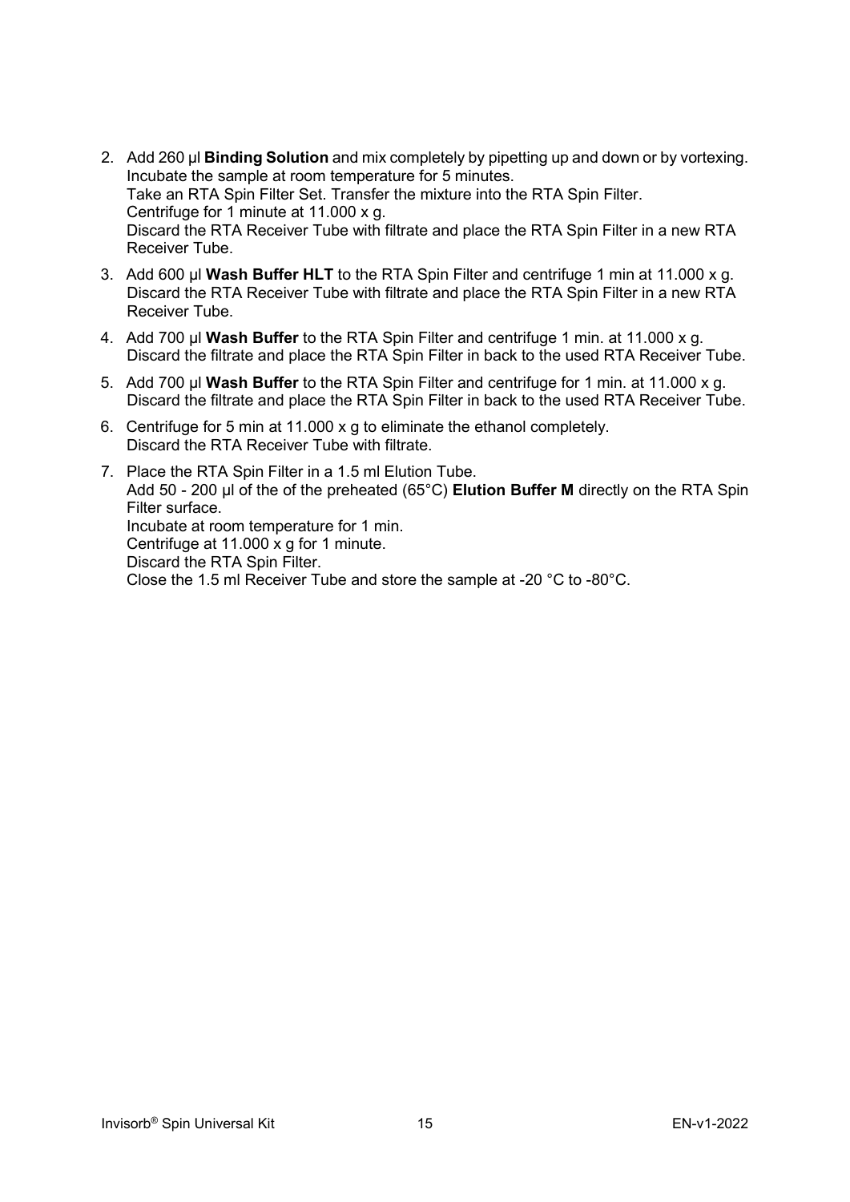2. Add 260 µl **Binding Solution** and mix completely by pipetting up and down or by vortexing. Incubate the sample at room temperature for 5 minutes.
   Take an RTA Spin Filter Set. Transfer the mixture into the RTA Spin Filter.
   Centrifuge for 1 minute at 11.000 x g.
   Discard the RTA Receiver Tube with filtrate and place the RTA Spin Filter in a new RTA Receiver Tube.
3. Add 600 µl **Wash Buffer HLT** to the RTA Spin Filter and centrifuge 1 min at 11.000 x g. Discard the RTA Receiver Tube with filtrate and place the RTA Spin Filter in a new RTA Receiver Tube.
4. Add 700 µl **Wash Buffer** to the RTA Spin Filter and centrifuge 1 min. at 11.000 x g. Discard the filtrate and place the RTA Spin Filter in back to the used RTA Receiver Tube.
5. Add 700 µl **Wash Buffer** to the RTA Spin Filter and centrifuge for 1 min. at 11.000 x g. Discard the filtrate and place the RTA Spin Filter in back to the used RTA Receiver Tube.
6. Centrifuge for 5 min at 11.000 x g to eliminate the ethanol completely.
   Discard the RTA Receiver Tube with filtrate.
7. Place the RTA Spin Filter in a 1.5 ml Elution Tube.
   Add 50 - 200 µl of the of the preheated (65°C) **Elution Buffer M** directly on the RTA Spin Filter surface.
   Incubate at room temperature for 1 min.
   Centrifuge at 11.000 x g for 1 minute.
   Discard the RTA Spin Filter.
   Close the 1.5 ml Receiver Tube and store the sample at -20 °C to -80°C.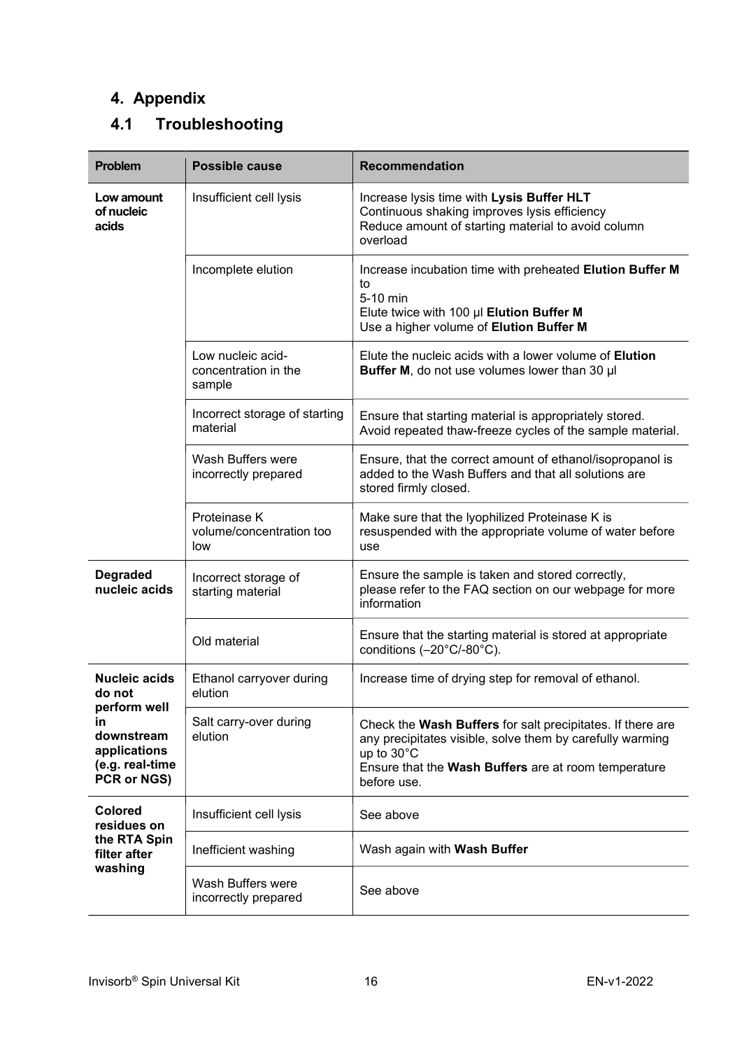# 4. Appendix

## 4.1 Troubleshooting

| Problem | Possible cause | Recommendation |
|---|---|---|
| **Low amount of nucleic acids** | Insufficient cell lysis | Increase lysis time with **Lysis Buffer HLT**<br>Continuous shaking improves lysis efficiency<br>Reduce amount of starting material to avoid column overload |
| | Incomplete elution | Increase incubation time with preheated **Elution Buffer M** to<br>5-10 min<br>Elute twice with 100 µl **Elution Buffer M**<br>Use a higher volume of **Elution Buffer M** |
| | Low nucleic acid-concentration in the sample | Elute the nucleic acids with a lower volume of **Elution Buffer M**, do not use volumes lower than 30 µl |
| | Incorrect storage of starting material | Ensure that starting material is appropriately stored.<br>Avoid repeated thaw-freeze cycles of the sample material. |
| | Wash Buffers were incorrectly prepared | Ensure, that the correct amount of ethanol/isopropanol is added to the Wash Buffers and that all solutions are stored firmly closed. |
| | Proteinase K volume/concentration too low | Make sure that the lyophilized Proteinase K is resuspended with the appropriate volume of water before use |
| **Degraded nucleic acids** | Incorrect storage of starting material | Ensure the sample is taken and stored correctly, please refer to the FAQ section on our webpage for more information |
| | Old material | Ensure that the starting material is stored at appropriate conditions (–20°C/-80°C). |
| **Nucleic acids do not perform well in downstream applications (e.g. real-time PCR or NGS)** | Ethanol carryover during elution | Increase time of drying step for removal of ethanol. |
| | Salt carry-over during elution | Check the **Wash Buffers** for salt precipitates. If there are any precipitates visible, solve them by carefully warming up to 30°C<br>Ensure that the **Wash Buffers** are at room temperature before use. |
| **Colored residues on the RTA Spin filter after washing** | Insufficient cell lysis | See above |
| | Inefficient washing | Wash again with **Wash Buffer** |
| | Wash Buffers were incorrectly prepared | See above |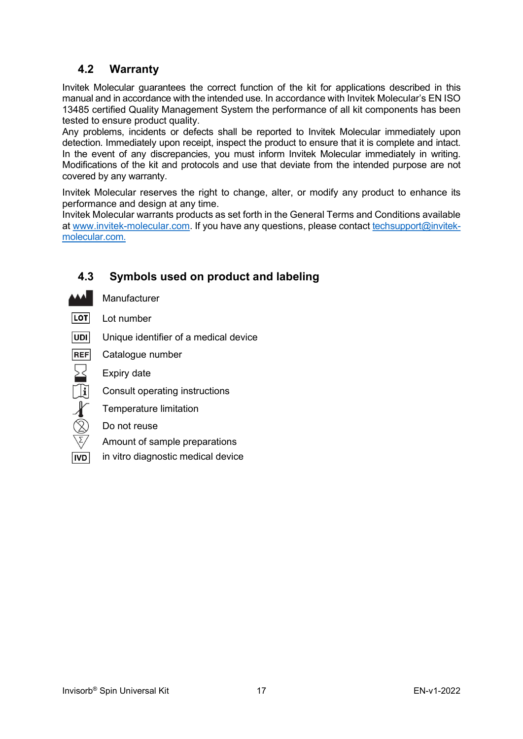## 4.2 Warranty

Invitek Molecular guarantees the correct function of the kit for applications described in this manual and in accordance with the intended use. In accordance with Invitek Molecular's EN ISO 13485 certified Quality Management System the performance of all kit components has been tested to ensure product quality.
Any problems, incidents or defects shall be reported to Invitek Molecular immediately upon detection. Immediately upon receipt, inspect the product to ensure that it is complete and intact. In the event of any discrepancies, you must inform Invitek Molecular immediately in writing. Modifications of the kit and protocols and use that deviate from the intended purpose are not covered by any warranty.

Invitek Molecular reserves the right to change, alter, or modify any product to enhance its performance and design at any time.
Invitek Molecular warrants products as set forth in the General Terms and Conditions available at www.invitek-molecular.com. If you have any questions, please contact techsupport@invitek-molecular.com.

## 4.3 Symbols used on product and labeling

| Symbol | Meaning |
|---|---|
| (Manufacturer symbol) | Manufacturer |
| LOT | Lot number |
| UDI | Unique identifier of a medical device |
| REF | Catalogue number |
| (Hourglass symbol) | Expiry date |
| (Book with i symbol) | Consult operating instructions |
| (Thermometer symbol) | Temperature limitation |
| (Crossed-out 2 symbol) | Do not reuse |
| (Σ symbol) | Amount of sample preparations |
| IVD | in vitro diagnostic medical device |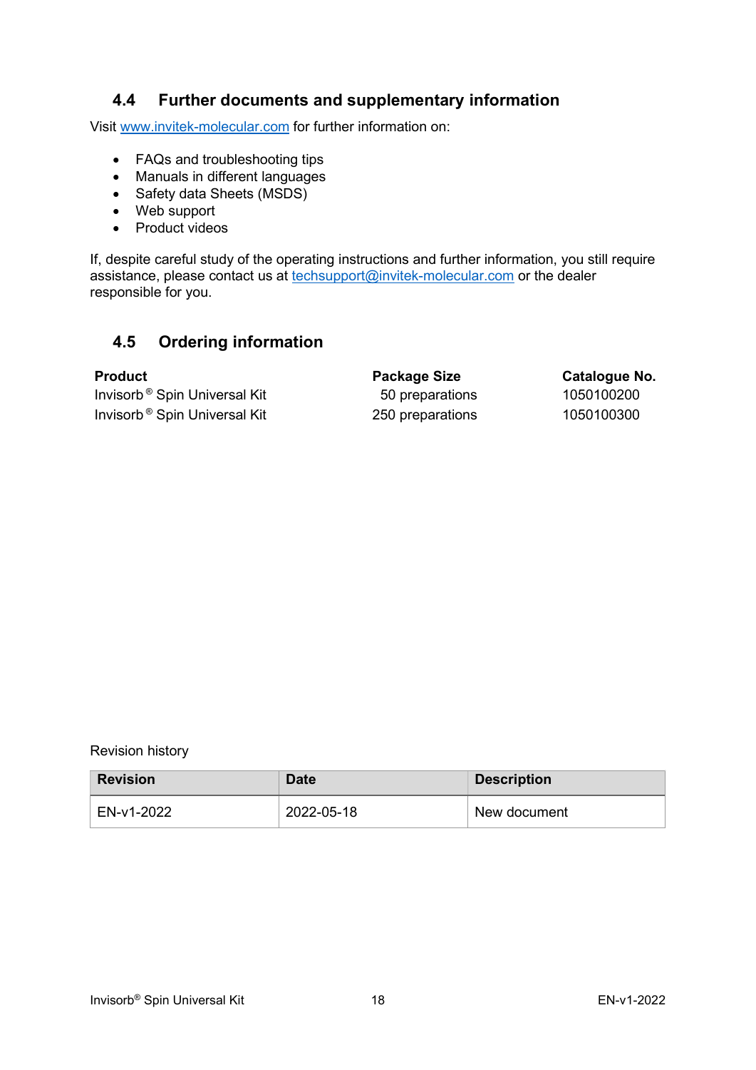## 4.4 Further documents and supplementary information

Visit www.invitek-molecular.com for further information on:

- FAQs and troubleshooting tips
- Manuals in different languages
- Safety data Sheets (MSDS)
- Web support
- Product videos

If, despite careful study of the operating instructions and further information, you still require assistance, please contact us at techsupport@invitek-molecular.com or the dealer responsible for you.

## 4.5 Ordering information

| Product | Package Size | Catalogue No. |
|---|---|---|
| Invisorb® Spin Universal Kit | 50 preparations | 1050100200 |
| Invisorb® Spin Universal Kit | 250 preparations | 1050100300 |

Revision history

| Revision | Date | Description |
|---|---|---|
| EN-v1-2022 | 2022-05-18 | New document |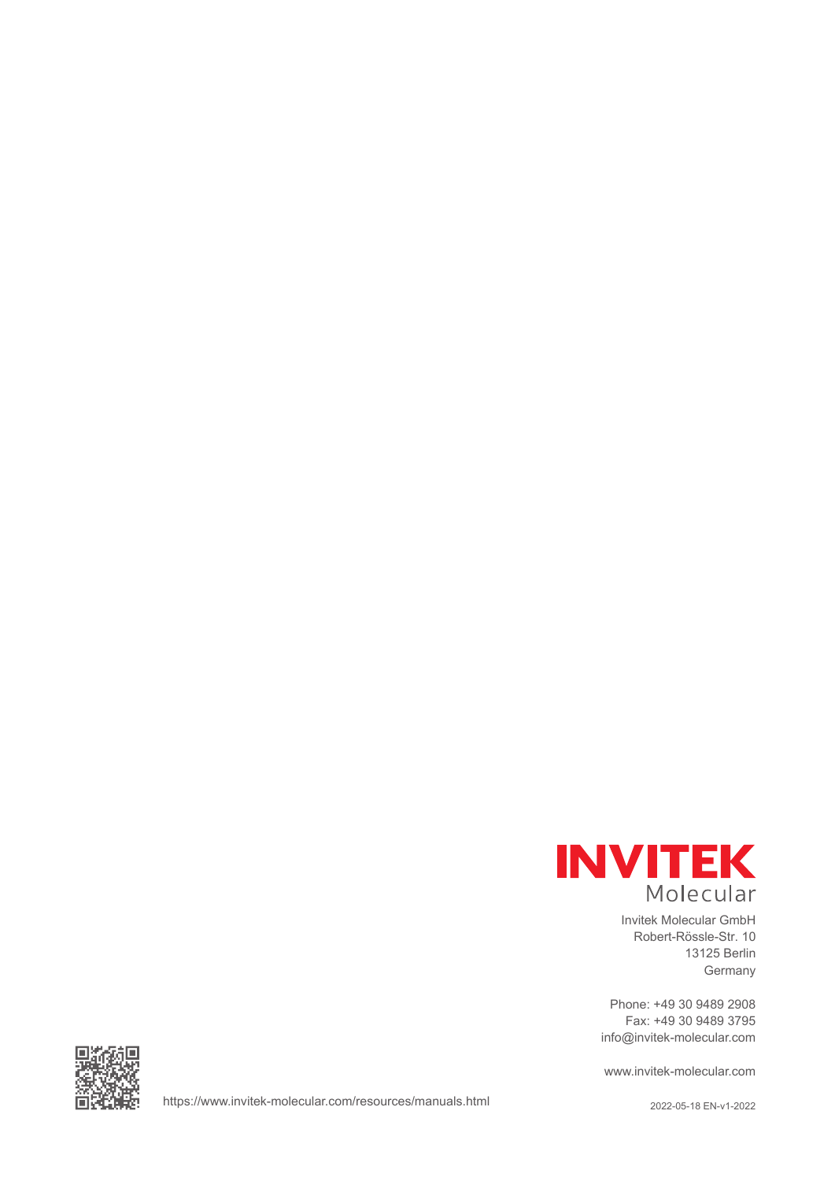INVITEK Molecular

Invitek Molecular GmbH
Robert-Rössle-Str. 10
13125 Berlin
Germany

Phone: +49 30 9489 2908
Fax: +49 30 9489 3795
info@invitek-molecular.com

www.invitek-molecular.com

https://www.invitek-molecular.com/resources/manuals.html

2022-05-18 EN-v1-2022